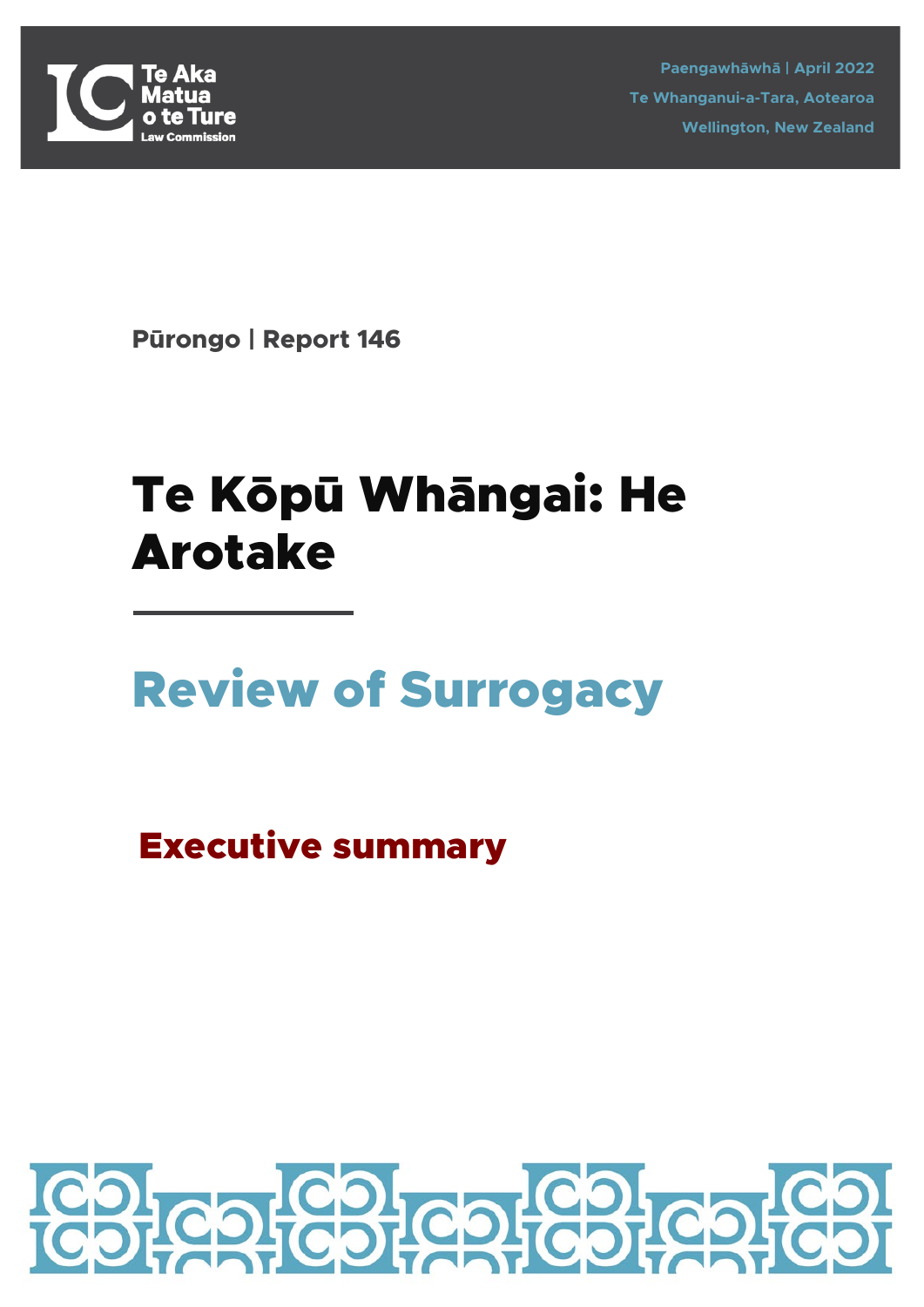Te Aka Matua o te Ture
Law Commission

Paengawhāwhā | April 2022
Te Whanganui-a-Tara, Aotearoa
Wellington, New Zealand

Pūrongo | Report 146

# Te Kōpū Whāngai: He Arotake

# Review of Surrogacy

## Executive summary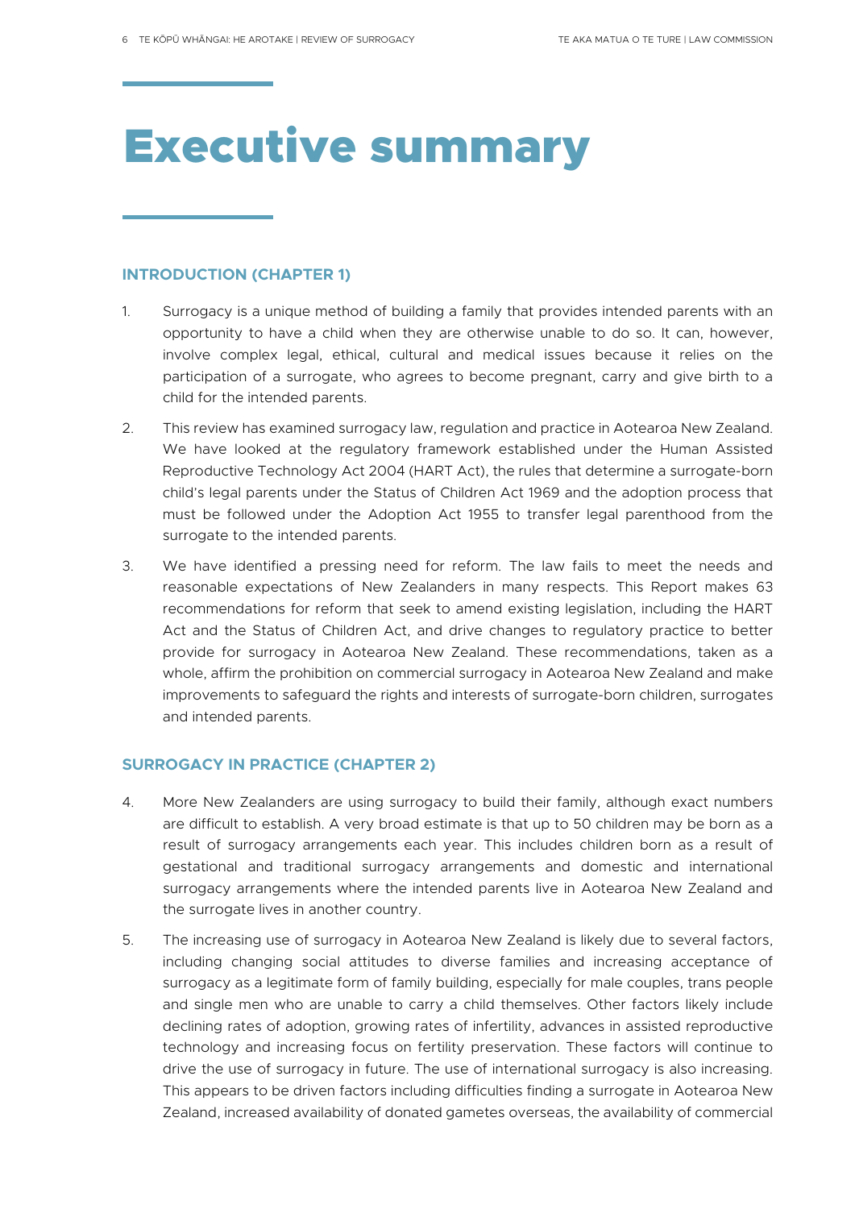# Executive summary

## INTRODUCTION (CHAPTER 1)

1. Surrogacy is a unique method of building a family that provides intended parents with an opportunity to have a child when they are otherwise unable to do so. It can, however, involve complex legal, ethical, cultural and medical issues because it relies on the participation of a surrogate, who agrees to become pregnant, carry and give birth to a child for the intended parents.

2. This review has examined surrogacy law, regulation and practice in Aotearoa New Zealand. We have looked at the regulatory framework established under the Human Assisted Reproductive Technology Act 2004 (HART Act), the rules that determine a surrogate-born child's legal parents under the Status of Children Act 1969 and the adoption process that must be followed under the Adoption Act 1955 to transfer legal parenthood from the surrogate to the intended parents.

3. We have identified a pressing need for reform. The law fails to meet the needs and reasonable expectations of New Zealanders in many respects. This Report makes 63 recommendations for reform that seek to amend existing legislation, including the HART Act and the Status of Children Act, and drive changes to regulatory practice to better provide for surrogacy in Aotearoa New Zealand. These recommendations, taken as a whole, affirm the prohibition on commercial surrogacy in Aotearoa New Zealand and make improvements to safeguard the rights and interests of surrogate-born children, surrogates and intended parents.

## SURROGACY IN PRACTICE (CHAPTER 2)

4. More New Zealanders are using surrogacy to build their family, although exact numbers are difficult to establish. A very broad estimate is that up to 50 children may be born as a result of surrogacy arrangements each year. This includes children born as a result of gestational and traditional surrogacy arrangements and domestic and international surrogacy arrangements where the intended parents live in Aotearoa New Zealand and the surrogate lives in another country.

5. The increasing use of surrogacy in Aotearoa New Zealand is likely due to several factors, including changing social attitudes to diverse families and increasing acceptance of surrogacy as a legitimate form of family building, especially for male couples, trans people and single men who are unable to carry a child themselves. Other factors likely include declining rates of adoption, growing rates of infertility, advances in assisted reproductive technology and increasing focus on fertility preservation. These factors will continue to drive the use of surrogacy in future. The use of international surrogacy is also increasing. This appears to be driven factors including difficulties finding a surrogate in Aotearoa New Zealand, increased availability of donated gametes overseas, the availability of commercial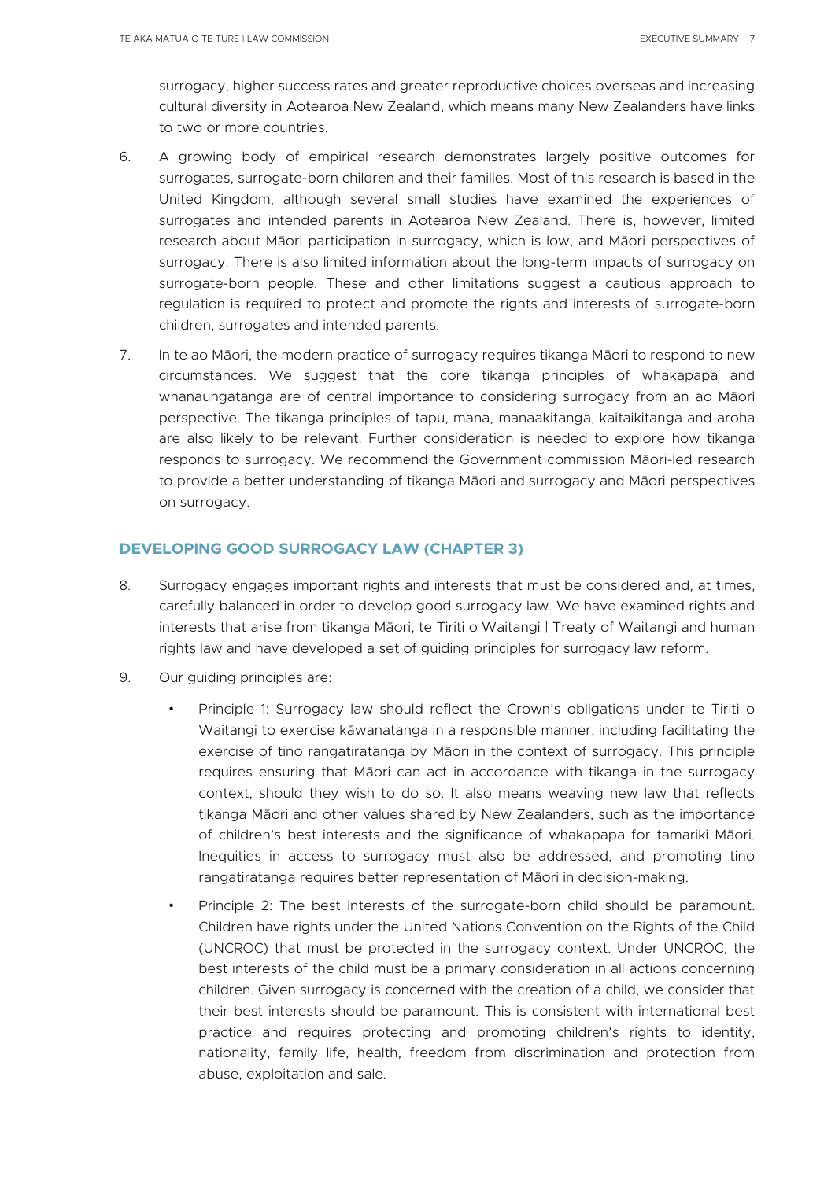surrogacy, higher success rates and greater reproductive choices overseas and increasing cultural diversity in Aotearoa New Zealand, which means many New Zealanders have links to two or more countries.

6. A growing body of empirical research demonstrates largely positive outcomes for surrogates, surrogate-born children and their families. Most of this research is based in the United Kingdom, although several small studies have examined the experiences of surrogates and intended parents in Aotearoa New Zealand. There is, however, limited research about Māori participation in surrogacy, which is low, and Māori perspectives of surrogacy. There is also limited information about the long-term impacts of surrogacy on surrogate-born people. These and other limitations suggest a cautious approach to regulation is required to protect and promote the rights and interests of surrogate-born children, surrogates and intended parents.

7. In te ao Māori, the modern practice of surrogacy requires tikanga Māori to respond to new circumstances. We suggest that the core tikanga principles of whakapapa and whanaungatanga are of central importance to considering surrogacy from an ao Māori perspective. The tikanga principles of tapu, mana, manaakitanga, kaitaikitanga and aroha are also likely to be relevant. Further consideration is needed to explore how tikanga responds to surrogacy. We recommend the Government commission Māori-led research to provide a better understanding of tikanga Māori and surrogacy and Māori perspectives on surrogacy.

## DEVELOPING GOOD SURROGACY LAW (CHAPTER 3)

8. Surrogacy engages important rights and interests that must be considered and, at times, carefully balanced in order to develop good surrogacy law. We have examined rights and interests that arise from tikanga Māori, te Tiriti o Waitangi | Treaty of Waitangi and human rights law and have developed a set of guiding principles for surrogacy law reform.

9. Our guiding principles are:

   - Principle 1: Surrogacy law should reflect the Crown's obligations under te Tiriti o Waitangi to exercise kāwanatanga in a responsible manner, including facilitating the exercise of tino rangatiratanga by Māori in the context of surrogacy. This principle requires ensuring that Māori can act in accordance with tikanga in the surrogacy context, should they wish to do so. It also means weaving new law that reflects tikanga Māori and other values shared by New Zealanders, such as the importance of children's best interests and the significance of whakapapa for tamariki Māori. Inequities in access to surrogacy must also be addressed, and promoting tino rangatiratanga requires better representation of Māori in decision-making.

   - Principle 2: The best interests of the surrogate-born child should be paramount. Children have rights under the United Nations Convention on the Rights of the Child (UNCROC) that must be protected in the surrogacy context. Under UNCROC, the best interests of the child must be a primary consideration in all actions concerning children. Given surrogacy is concerned with the creation of a child, we consider that their best interests should be paramount. This is consistent with international best practice and requires protecting and promoting children's rights to identity, nationality, family life, health, freedom from discrimination and protection from abuse, exploitation and sale.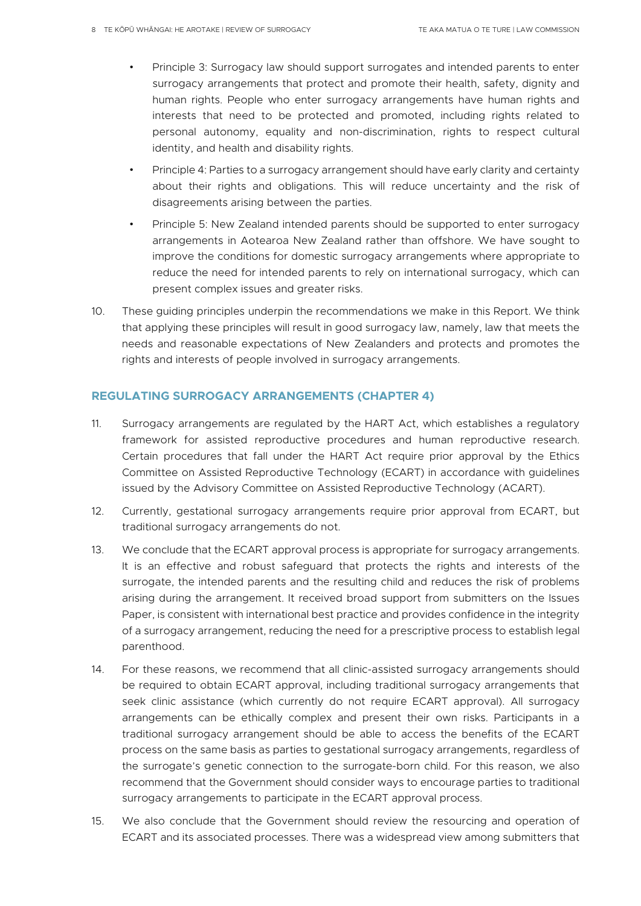- Principle 3: Surrogacy law should support surrogates and intended parents to enter surrogacy arrangements that protect and promote their health, safety, dignity and human rights. People who enter surrogacy arrangements have human rights and interests that need to be protected and promoted, including rights related to personal autonomy, equality and non-discrimination, rights to respect cultural identity, and health and disability rights.
- Principle 4: Parties to a surrogacy arrangement should have early clarity and certainty about their rights and obligations. This will reduce uncertainty and the risk of disagreements arising between the parties.
- Principle 5: New Zealand intended parents should be supported to enter surrogacy arrangements in Aotearoa New Zealand rather than offshore. We have sought to improve the conditions for domestic surrogacy arrangements where appropriate to reduce the need for intended parents to rely on international surrogacy, which can present complex issues and greater risks.

10. These guiding principles underpin the recommendations we make in this Report. We think that applying these principles will result in good surrogacy law, namely, law that meets the needs and reasonable expectations of New Zealanders and protects and promotes the rights and interests of people involved in surrogacy arrangements.

## REGULATING SURROGACY ARRANGEMENTS (CHAPTER 4)

11. Surrogacy arrangements are regulated by the HART Act, which establishes a regulatory framework for assisted reproductive procedures and human reproductive research. Certain procedures that fall under the HART Act require prior approval by the Ethics Committee on Assisted Reproductive Technology (ECART) in accordance with guidelines issued by the Advisory Committee on Assisted Reproductive Technology (ACART).

12. Currently, gestational surrogacy arrangements require prior approval from ECART, but traditional surrogacy arrangements do not.

13. We conclude that the ECART approval process is appropriate for surrogacy arrangements. It is an effective and robust safeguard that protects the rights and interests of the surrogate, the intended parents and the resulting child and reduces the risk of problems arising during the arrangement. It received broad support from submitters on the Issues Paper, is consistent with international best practice and provides confidence in the integrity of a surrogacy arrangement, reducing the need for a prescriptive process to establish legal parenthood.

14. For these reasons, we recommend that all clinic-assisted surrogacy arrangements should be required to obtain ECART approval, including traditional surrogacy arrangements that seek clinic assistance (which currently do not require ECART approval). All surrogacy arrangements can be ethically complex and present their own risks. Participants in a traditional surrogacy arrangement should be able to access the benefits of the ECART process on the same basis as parties to gestational surrogacy arrangements, regardless of the surrogate's genetic connection to the surrogate-born child. For this reason, we also recommend that the Government should consider ways to encourage parties to traditional surrogacy arrangements to participate in the ECART approval process.

15. We also conclude that the Government should review the resourcing and operation of ECART and its associated processes. There was a widespread view among submitters that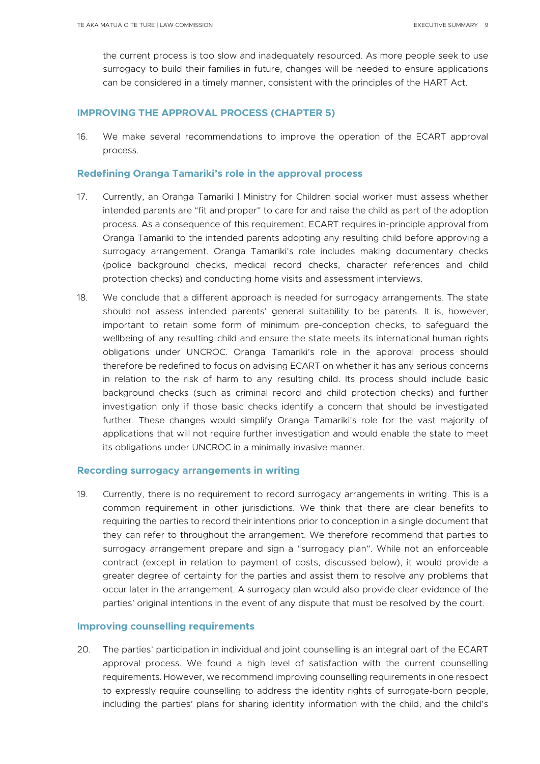the current process is too slow and inadequately resourced. As more people seek to use surrogacy to build their families in future, changes will be needed to ensure applications can be considered in a timely manner, consistent with the principles of the HART Act.

## IMPROVING THE APPROVAL PROCESS (CHAPTER 5)

16. We make several recommendations to improve the operation of the ECART approval process.

### Redefining Oranga Tamariki's role in the approval process

17. Currently, an Oranga Tamariki | Ministry for Children social worker must assess whether intended parents are "fit and proper" to care for and raise the child as part of the adoption process. As a consequence of this requirement, ECART requires in-principle approval from Oranga Tamariki to the intended parents adopting any resulting child before approving a surrogacy arrangement. Oranga Tamariki's role includes making documentary checks (police background checks, medical record checks, character references and child protection checks) and conducting home visits and assessment interviews.

18. We conclude that a different approach is needed for surrogacy arrangements. The state should not assess intended parents' general suitability to be parents. It is, however, important to retain some form of minimum pre-conception checks, to safeguard the wellbeing of any resulting child and ensure the state meets its international human rights obligations under UNCROC. Oranga Tamariki's role in the approval process should therefore be redefined to focus on advising ECART on whether it has any serious concerns in relation to the risk of harm to any resulting child. Its process should include basic background checks (such as criminal record and child protection checks) and further investigation only if those basic checks identify a concern that should be investigated further. These changes would simplify Oranga Tamariki's role for the vast majority of applications that will not require further investigation and would enable the state to meet its obligations under UNCROC in a minimally invasive manner.

### Recording surrogacy arrangements in writing

19. Currently, there is no requirement to record surrogacy arrangements in writing. This is a common requirement in other jurisdictions. We think that there are clear benefits to requiring the parties to record their intentions prior to conception in a single document that they can refer to throughout the arrangement. We therefore recommend that parties to surrogacy arrangement prepare and sign a "surrogacy plan". While not an enforceable contract (except in relation to payment of costs, discussed below), it would provide a greater degree of certainty for the parties and assist them to resolve any problems that occur later in the arrangement. A surrogacy plan would also provide clear evidence of the parties' original intentions in the event of any dispute that must be resolved by the court.

### Improving counselling requirements

20. The parties' participation in individual and joint counselling is an integral part of the ECART approval process. We found a high level of satisfaction with the current counselling requirements. However, we recommend improving counselling requirements in one respect to expressly require counselling to address the identity rights of surrogate-born people, including the parties' plans for sharing identity information with the child, and the child's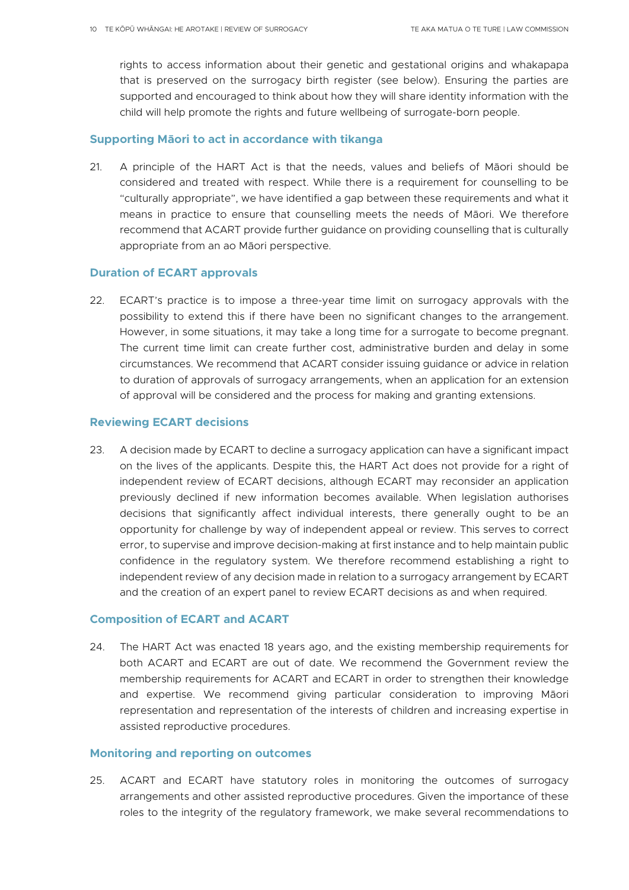rights to access information about their genetic and gestational origins and whakapapa that is preserved on the surrogacy birth register (see below). Ensuring the parties are supported and encouraged to think about how they will share identity information with the child will help promote the rights and future wellbeing of surrogate-born people.

### Supporting Māori to act in accordance with tikanga

21. A principle of the HART Act is that the needs, values and beliefs of Māori should be considered and treated with respect. While there is a requirement for counselling to be "culturally appropriate", we have identified a gap between these requirements and what it means in practice to ensure that counselling meets the needs of Māori. We therefore recommend that ACART provide further guidance on providing counselling that is culturally appropriate from an ao Māori perspective.

### Duration of ECART approvals

22. ECART's practice is to impose a three-year time limit on surrogacy approvals with the possibility to extend this if there have been no significant changes to the arrangement. However, in some situations, it may take a long time for a surrogate to become pregnant. The current time limit can create further cost, administrative burden and delay in some circumstances. We recommend that ACART consider issuing guidance or advice in relation to duration of approvals of surrogacy arrangements, when an application for an extension of approval will be considered and the process for making and granting extensions.

### Reviewing ECART decisions

23. A decision made by ECART to decline a surrogacy application can have a significant impact on the lives of the applicants. Despite this, the HART Act does not provide for a right of independent review of ECART decisions, although ECART may reconsider an application previously declined if new information becomes available. When legislation authorises decisions that significantly affect individual interests, there generally ought to be an opportunity for challenge by way of independent appeal or review. This serves to correct error, to supervise and improve decision-making at first instance and to help maintain public confidence in the regulatory system. We therefore recommend establishing a right to independent review of any decision made in relation to a surrogacy arrangement by ECART and the creation of an expert panel to review ECART decisions as and when required.

### Composition of ECART and ACART

24. The HART Act was enacted 18 years ago, and the existing membership requirements for both ACART and ECART are out of date. We recommend the Government review the membership requirements for ACART and ECART in order to strengthen their knowledge and expertise. We recommend giving particular consideration to improving Māori representation and representation of the interests of children and increasing expertise in assisted reproductive procedures.

### Monitoring and reporting on outcomes

25. ACART and ECART have statutory roles in monitoring the outcomes of surrogacy arrangements and other assisted reproductive procedures. Given the importance of these roles to the integrity of the regulatory framework, we make several recommendations to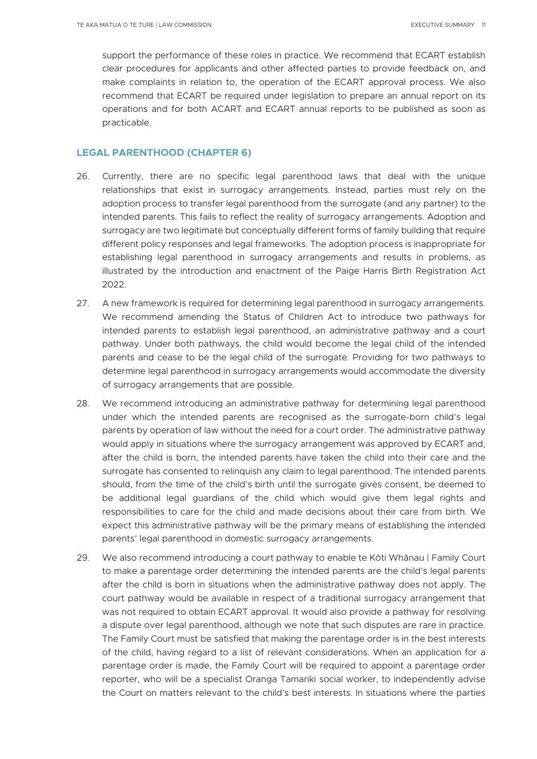support the performance of these roles in practice. We recommend that ECART establish clear procedures for applicants and other affected parties to provide feedback on, and make complaints in relation to, the operation of the ECART approval process. We also recommend that ECART be required under legislation to prepare an annual report on its operations and for both ACART and ECART annual reports to be published as soon as practicable.

## LEGAL PARENTHOOD (CHAPTER 6)

26. Currently, there are no specific legal parenthood laws that deal with the unique relationships that exist in surrogacy arrangements. Instead, parties must rely on the adoption process to transfer legal parenthood from the surrogate (and any partner) to the intended parents. This fails to reflect the reality of surrogacy arrangements. Adoption and surrogacy are two legitimate but conceptually different forms of family building that require different policy responses and legal frameworks. The adoption process is inappropriate for establishing legal parenthood in surrogacy arrangements and results in problems, as illustrated by the introduction and enactment of the Paige Harris Birth Registration Act 2022.

27. A new framework is required for determining legal parenthood in surrogacy arrangements. We recommend amending the Status of Children Act to introduce two pathways for intended parents to establish legal parenthood, an administrative pathway and a court pathway. Under both pathways, the child would become the legal child of the intended parents and cease to be the legal child of the surrogate. Providing for two pathways to determine legal parenthood in surrogacy arrangements would accommodate the diversity of surrogacy arrangements that are possible.

28. We recommend introducing an administrative pathway for determining legal parenthood under which the intended parents are recognised as the surrogate-born child's legal parents by operation of law without the need for a court order. The administrative pathway would apply in situations where the surrogacy arrangement was approved by ECART and, after the child is born, the intended parents have taken the child into their care and the surrogate has consented to relinquish any claim to legal parenthood. The intended parents should, from the time of the child's birth until the surrogate gives consent, be deemed to be additional legal guardians of the child which would give them legal rights and responsibilities to care for the child and made decisions about their care from birth. We expect this administrative pathway will be the primary means of establishing the intended parents' legal parenthood in domestic surrogacy arrangements.

29. We also recommend introducing a court pathway to enable te Kōti Whānau | Family Court to make a parentage order determining the intended parents are the child's legal parents after the child is born in situations when the administrative pathway does not apply. The court pathway would be available in respect of a traditional surrogacy arrangement that was not required to obtain ECART approval. It would also provide a pathway for resolving a dispute over legal parenthood, although we note that such disputes are rare in practice. The Family Court must be satisfied that making the parentage order is in the best interests of the child, having regard to a list of relevant considerations. When an application for a parentage order is made, the Family Court will be required to appoint a parentage order reporter, who will be a specialist Oranga Tamariki social worker, to independently advise the Court on matters relevant to the child's best interests. In situations where the parties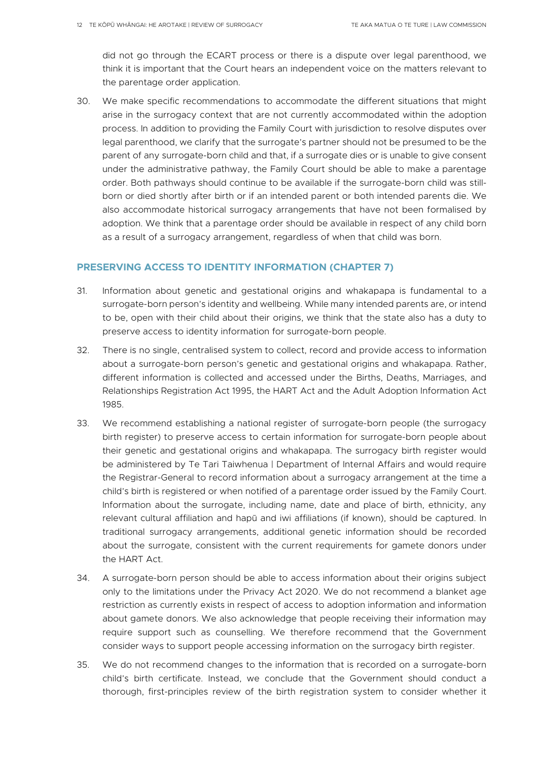did not go through the ECART process or there is a dispute over legal parenthood, we think it is important that the Court hears an independent voice on the matters relevant to the parentage order application.

30. We make specific recommendations to accommodate the different situations that might arise in the surrogacy context that are not currently accommodated within the adoption process. In addition to providing the Family Court with jurisdiction to resolve disputes over legal parenthood, we clarify that the surrogate's partner should not be presumed to be the parent of any surrogate-born child and that, if a surrogate dies or is unable to give consent under the administrative pathway, the Family Court should be able to make a parentage order. Both pathways should continue to be available if the surrogate-born child was still-born or died shortly after birth or if an intended parent or both intended parents die. We also accommodate historical surrogacy arrangements that have not been formalised by adoption. We think that a parentage order should be available in respect of any child born as a result of a surrogacy arrangement, regardless of when that child was born.

## PRESERVING ACCESS TO IDENTITY INFORMATION (CHAPTER 7)

31. Information about genetic and gestational origins and whakapapa is fundamental to a surrogate-born person's identity and wellbeing. While many intended parents are, or intend to be, open with their child about their origins, we think that the state also has a duty to preserve access to identity information for surrogate-born people.

32. There is no single, centralised system to collect, record and provide access to information about a surrogate-born person's genetic and gestational origins and whakapapa. Rather, different information is collected and accessed under the Births, Deaths, Marriages, and Relationships Registration Act 1995, the HART Act and the Adult Adoption Information Act 1985.

33. We recommend establishing a national register of surrogate-born people (the surrogacy birth register) to preserve access to certain information for surrogate-born people about their genetic and gestational origins and whakapapa. The surrogacy birth register would be administered by Te Tari Taiwhenua | Department of Internal Affairs and would require the Registrar-General to record information about a surrogacy arrangement at the time a child's birth is registered or when notified of a parentage order issued by the Family Court. Information about the surrogate, including name, date and place of birth, ethnicity, any relevant cultural affiliation and hapū and iwi affiliations (if known), should be captured. In traditional surrogacy arrangements, additional genetic information should be recorded about the surrogate, consistent with the current requirements for gamete donors under the HART Act.

34. A surrogate-born person should be able to access information about their origins subject only to the limitations under the Privacy Act 2020. We do not recommend a blanket age restriction as currently exists in respect of access to adoption information and information about gamete donors. We also acknowledge that people receiving their information may require support such as counselling. We therefore recommend that the Government consider ways to support people accessing information on the surrogacy birth register.

35. We do not recommend changes to the information that is recorded on a surrogate-born child's birth certificate. Instead, we conclude that the Government should conduct a thorough, first-principles review of the birth registration system to consider whether it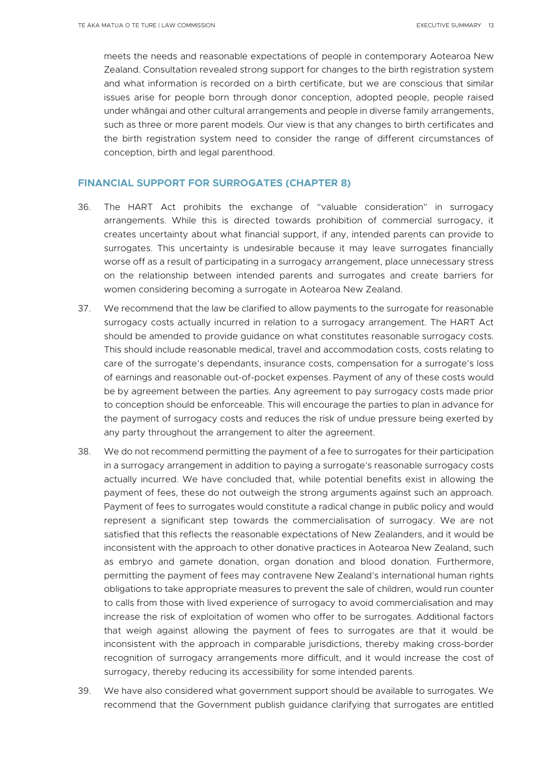meets the needs and reasonable expectations of people in contemporary Aotearoa New Zealand. Consultation revealed strong support for changes to the birth registration system and what information is recorded on a birth certificate, but we are conscious that similar issues arise for people born through donor conception, adopted people, people raised under whāngai and other cultural arrangements and people in diverse family arrangements, such as three or more parent models. Our view is that any changes to birth certificates and the birth registration system need to consider the range of different circumstances of conception, birth and legal parenthood.

## FINANCIAL SUPPORT FOR SURROGATES (CHAPTER 8)

36. The HART Act prohibits the exchange of "valuable consideration" in surrogacy arrangements. While this is directed towards prohibition of commercial surrogacy, it creates uncertainty about what financial support, if any, intended parents can provide to surrogates. This uncertainty is undesirable because it may leave surrogates financially worse off as a result of participating in a surrogacy arrangement, place unnecessary stress on the relationship between intended parents and surrogates and create barriers for women considering becoming a surrogate in Aotearoa New Zealand.

37. We recommend that the law be clarified to allow payments to the surrogate for reasonable surrogacy costs actually incurred in relation to a surrogacy arrangement. The HART Act should be amended to provide guidance on what constitutes reasonable surrogacy costs. This should include reasonable medical, travel and accommodation costs, costs relating to care of the surrogate's dependants, insurance costs, compensation for a surrogate's loss of earnings and reasonable out-of-pocket expenses. Payment of any of these costs would be by agreement between the parties. Any agreement to pay surrogacy costs made prior to conception should be enforceable. This will encourage the parties to plan in advance for the payment of surrogacy costs and reduces the risk of undue pressure being exerted by any party throughout the arrangement to alter the agreement.

38. We do not recommend permitting the payment of a fee to surrogates for their participation in a surrogacy arrangement in addition to paying a surrogate's reasonable surrogacy costs actually incurred. We have concluded that, while potential benefits exist in allowing the payment of fees, these do not outweigh the strong arguments against such an approach. Payment of fees to surrogates would constitute a radical change in public policy and would represent a significant step towards the commercialisation of surrogacy. We are not satisfied that this reflects the reasonable expectations of New Zealanders, and it would be inconsistent with the approach to other donative practices in Aotearoa New Zealand, such as embryo and gamete donation, organ donation and blood donation. Furthermore, permitting the payment of fees may contravene New Zealand's international human rights obligations to take appropriate measures to prevent the sale of children, would run counter to calls from those with lived experience of surrogacy to avoid commercialisation and may increase the risk of exploitation of women who offer to be surrogates. Additional factors that weigh against allowing the payment of fees to surrogates are that it would be inconsistent with the approach in comparable jurisdictions, thereby making cross-border recognition of surrogacy arrangements more difficult, and it would increase the cost of surrogacy, thereby reducing its accessibility for some intended parents.

39. We have also considered what government support should be available to surrogates. We recommend that the Government publish guidance clarifying that surrogates are entitled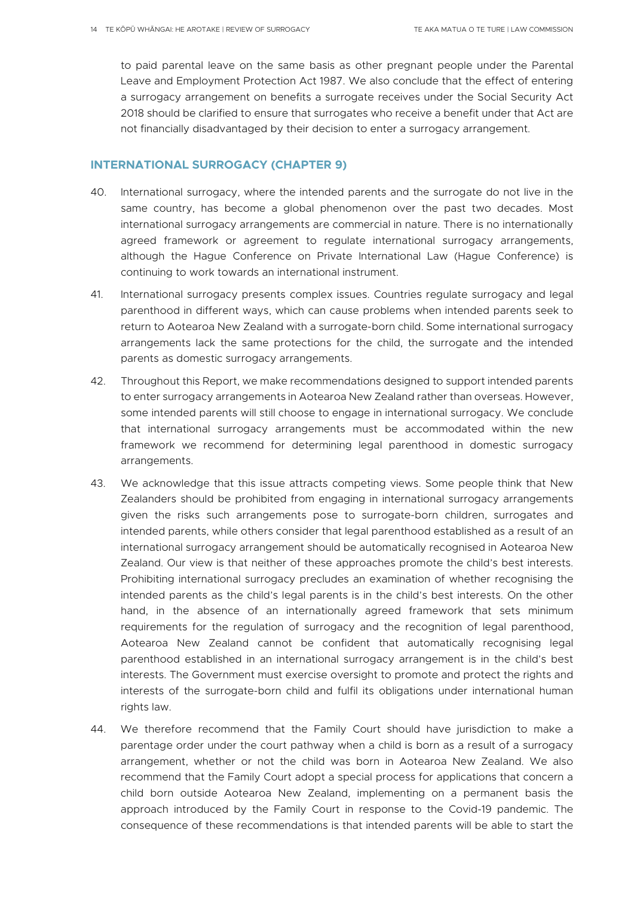to paid parental leave on the same basis as other pregnant people under the Parental Leave and Employment Protection Act 1987. We also conclude that the effect of entering a surrogacy arrangement on benefits a surrogate receives under the Social Security Act 2018 should be clarified to ensure that surrogates who receive a benefit under that Act are not financially disadvantaged by their decision to enter a surrogacy arrangement.

## INTERNATIONAL SURROGACY (CHAPTER 9)

40. International surrogacy, where the intended parents and the surrogate do not live in the same country, has become a global phenomenon over the past two decades. Most international surrogacy arrangements are commercial in nature. There is no internationally agreed framework or agreement to regulate international surrogacy arrangements, although the Hague Conference on Private International Law (Hague Conference) is continuing to work towards an international instrument.

41. International surrogacy presents complex issues. Countries regulate surrogacy and legal parenthood in different ways, which can cause problems when intended parents seek to return to Aotearoa New Zealand with a surrogate-born child. Some international surrogacy arrangements lack the same protections for the child, the surrogate and the intended parents as domestic surrogacy arrangements.

42. Throughout this Report, we make recommendations designed to support intended parents to enter surrogacy arrangements in Aotearoa New Zealand rather than overseas. However, some intended parents will still choose to engage in international surrogacy. We conclude that international surrogacy arrangements must be accommodated within the new framework we recommend for determining legal parenthood in domestic surrogacy arrangements.

43. We acknowledge that this issue attracts competing views. Some people think that New Zealanders should be prohibited from engaging in international surrogacy arrangements given the risks such arrangements pose to surrogate-born children, surrogates and intended parents, while others consider that legal parenthood established as a result of an international surrogacy arrangement should be automatically recognised in Aotearoa New Zealand. Our view is that neither of these approaches promote the child's best interests. Prohibiting international surrogacy precludes an examination of whether recognising the intended parents as the child's legal parents is in the child's best interests. On the other hand, in the absence of an internationally agreed framework that sets minimum requirements for the regulation of surrogacy and the recognition of legal parenthood, Aotearoa New Zealand cannot be confident that automatically recognising legal parenthood established in an international surrogacy arrangement is in the child's best interests. The Government must exercise oversight to promote and protect the rights and interests of the surrogate-born child and fulfil its obligations under international human rights law.

44. We therefore recommend that the Family Court should have jurisdiction to make a parentage order under the court pathway when a child is born as a result of a surrogacy arrangement, whether or not the child was born in Aotearoa New Zealand. We also recommend that the Family Court adopt a special process for applications that concern a child born outside Aotearoa New Zealand, implementing on a permanent basis the approach introduced by the Family Court in response to the Covid-19 pandemic. The consequence of these recommendations is that intended parents will be able to start the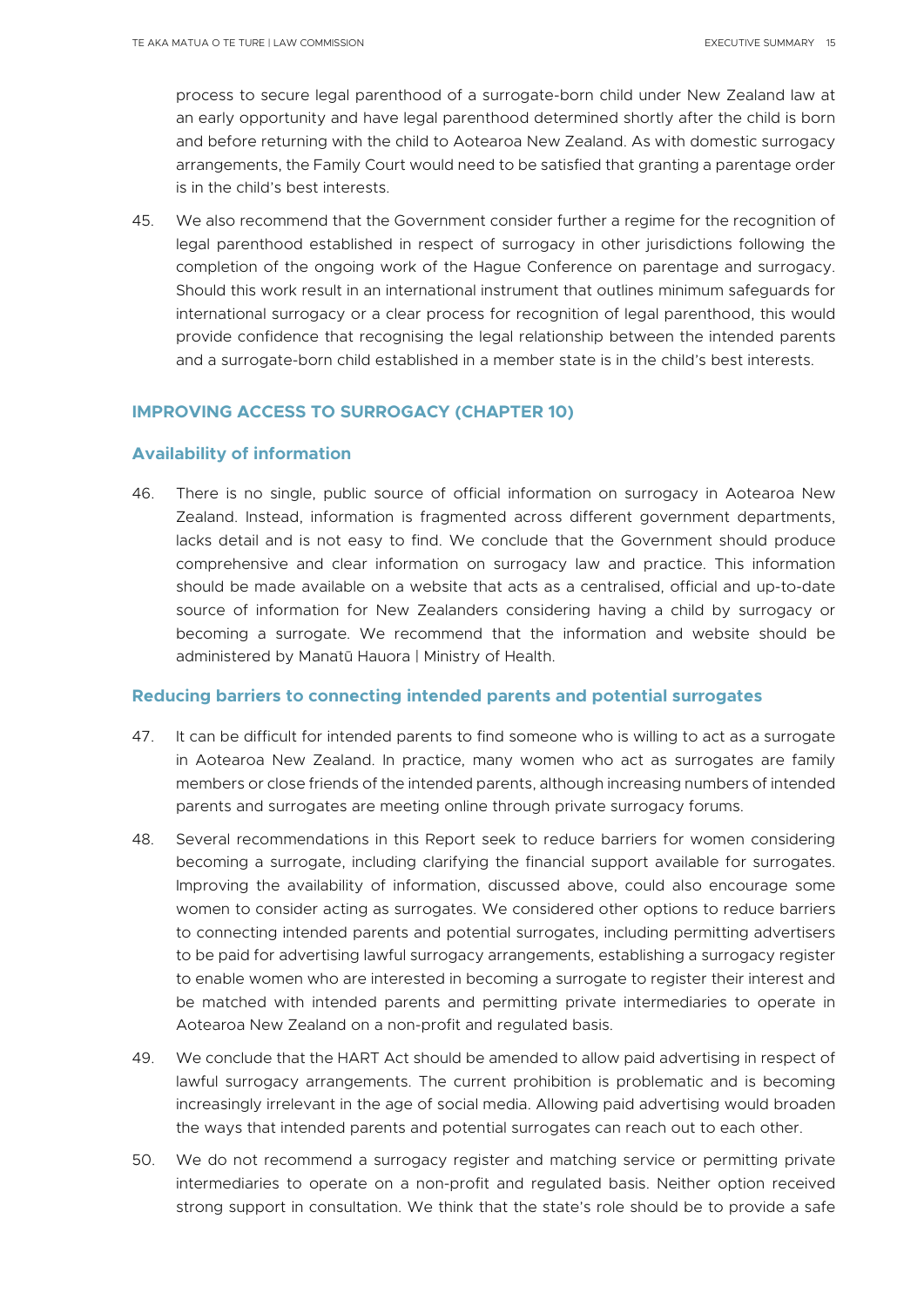process to secure legal parenthood of a surrogate-born child under New Zealand law at an early opportunity and have legal parenthood determined shortly after the child is born and before returning with the child to Aotearoa New Zealand. As with domestic surrogacy arrangements, the Family Court would need to be satisfied that granting a parentage order is in the child's best interests.

45. We also recommend that the Government consider further a regime for the recognition of legal parenthood established in respect of surrogacy in other jurisdictions following the completion of the ongoing work of the Hague Conference on parentage and surrogacy. Should this work result in an international instrument that outlines minimum safeguards for international surrogacy or a clear process for recognition of legal parenthood, this would provide confidence that recognising the legal relationship between the intended parents and a surrogate-born child established in a member state is in the child's best interests.

## IMPROVING ACCESS TO SURROGACY (CHAPTER 10)

### Availability of information

46. There is no single, public source of official information on surrogacy in Aotearoa New Zealand. Instead, information is fragmented across different government departments, lacks detail and is not easy to find. We conclude that the Government should produce comprehensive and clear information on surrogacy law and practice. This information should be made available on a website that acts as a centralised, official and up-to-date source of information for New Zealanders considering having a child by surrogacy or becoming a surrogate. We recommend that the information and website should be administered by Manatū Hauora | Ministry of Health.

### Reducing barriers to connecting intended parents and potential surrogates

47. It can be difficult for intended parents to find someone who is willing to act as a surrogate in Aotearoa New Zealand. In practice, many women who act as surrogates are family members or close friends of the intended parents, although increasing numbers of intended parents and surrogates are meeting online through private surrogacy forums.

48. Several recommendations in this Report seek to reduce barriers for women considering becoming a surrogate, including clarifying the financial support available for surrogates. Improving the availability of information, discussed above, could also encourage some women to consider acting as surrogates. We considered other options to reduce barriers to connecting intended parents and potential surrogates, including permitting advertisers to be paid for advertising lawful surrogacy arrangements, establishing a surrogacy register to enable women who are interested in becoming a surrogate to register their interest and be matched with intended parents and permitting private intermediaries to operate in Aotearoa New Zealand on a non-profit and regulated basis.

49. We conclude that the HART Act should be amended to allow paid advertising in respect of lawful surrogacy arrangements. The current prohibition is problematic and is becoming increasingly irrelevant in the age of social media. Allowing paid advertising would broaden the ways that intended parents and potential surrogates can reach out to each other.

50. We do not recommend a surrogacy register and matching service or permitting private intermediaries to operate on a non-profit and regulated basis. Neither option received strong support in consultation. We think that the state's role should be to provide a safe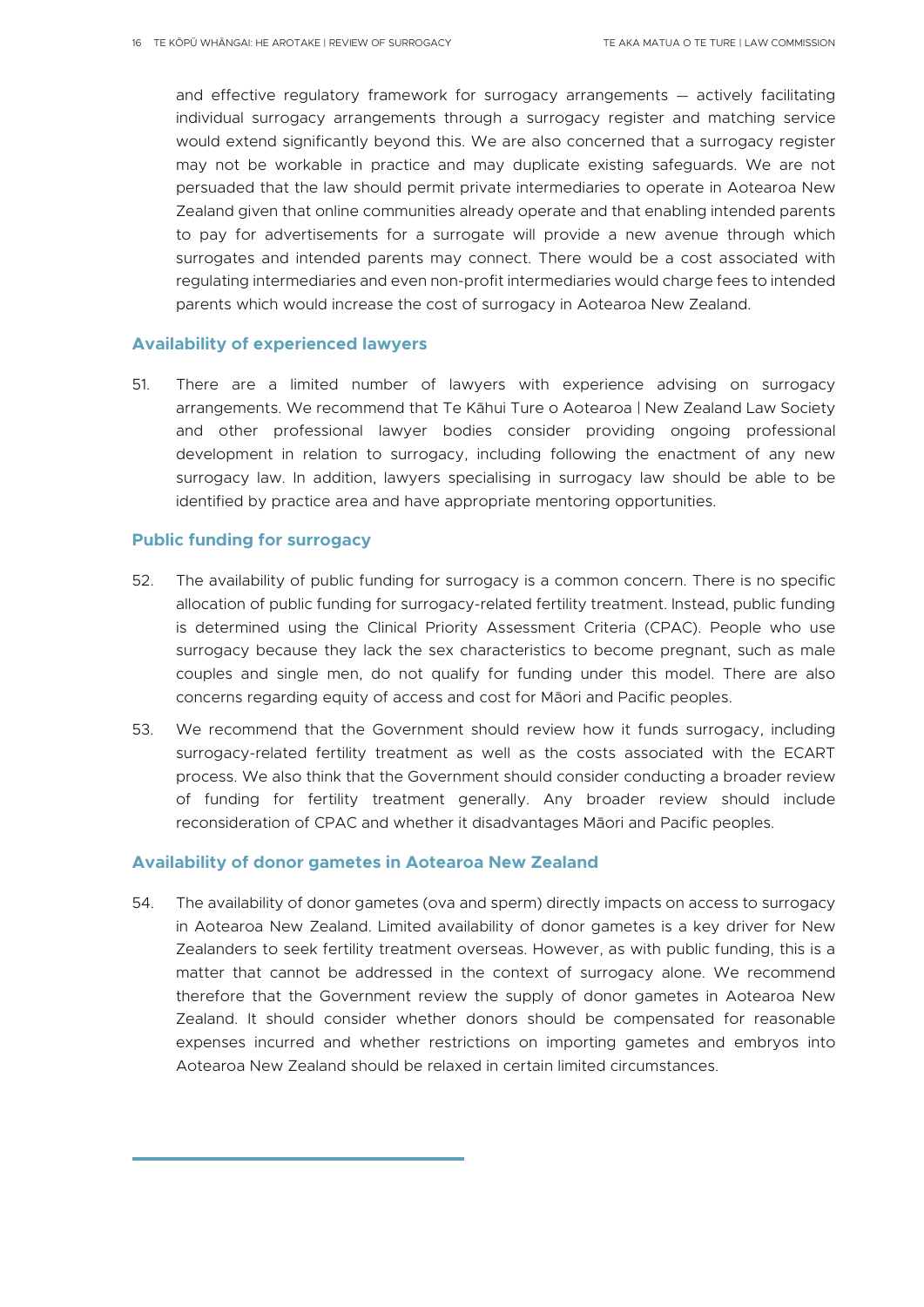and effective regulatory framework for surrogacy arrangements — actively facilitating individual surrogacy arrangements through a surrogacy register and matching service would extend significantly beyond this. We are also concerned that a surrogacy register may not be workable in practice and may duplicate existing safeguards. We are not persuaded that the law should permit private intermediaries to operate in Aotearoa New Zealand given that online communities already operate and that enabling intended parents to pay for advertisements for a surrogate will provide a new avenue through which surrogates and intended parents may connect. There would be a cost associated with regulating intermediaries and even non-profit intermediaries would charge fees to intended parents which would increase the cost of surrogacy in Aotearoa New Zealand.

### Availability of experienced lawyers

51. There are a limited number of lawyers with experience advising on surrogacy arrangements. We recommend that Te Kāhui Ture o Aotearoa | New Zealand Law Society and other professional lawyer bodies consider providing ongoing professional development in relation to surrogacy, including following the enactment of any new surrogacy law. In addition, lawyers specialising in surrogacy law should be able to be identified by practice area and have appropriate mentoring opportunities.

### Public funding for surrogacy

52. The availability of public funding for surrogacy is a common concern. There is no specific allocation of public funding for surrogacy-related fertility treatment. Instead, public funding is determined using the Clinical Priority Assessment Criteria (CPAC). People who use surrogacy because they lack the sex characteristics to become pregnant, such as male couples and single men, do not qualify for funding under this model. There are also concerns regarding equity of access and cost for Māori and Pacific peoples.

53. We recommend that the Government should review how it funds surrogacy, including surrogacy-related fertility treatment as well as the costs associated with the ECART process. We also think that the Government should consider conducting a broader review of funding for fertility treatment generally. Any broader review should include reconsideration of CPAC and whether it disadvantages Māori and Pacific peoples.

### Availability of donor gametes in Aotearoa New Zealand

54. The availability of donor gametes (ova and sperm) directly impacts on access to surrogacy in Aotearoa New Zealand. Limited availability of donor gametes is a key driver for New Zealanders to seek fertility treatment overseas. However, as with public funding, this is a matter that cannot be addressed in the context of surrogacy alone. We recommend therefore that the Government review the supply of donor gametes in Aotearoa New Zealand. It should consider whether donors should be compensated for reasonable expenses incurred and whether restrictions on importing gametes and embryos into Aotearoa New Zealand should be relaxed in certain limited circumstances.